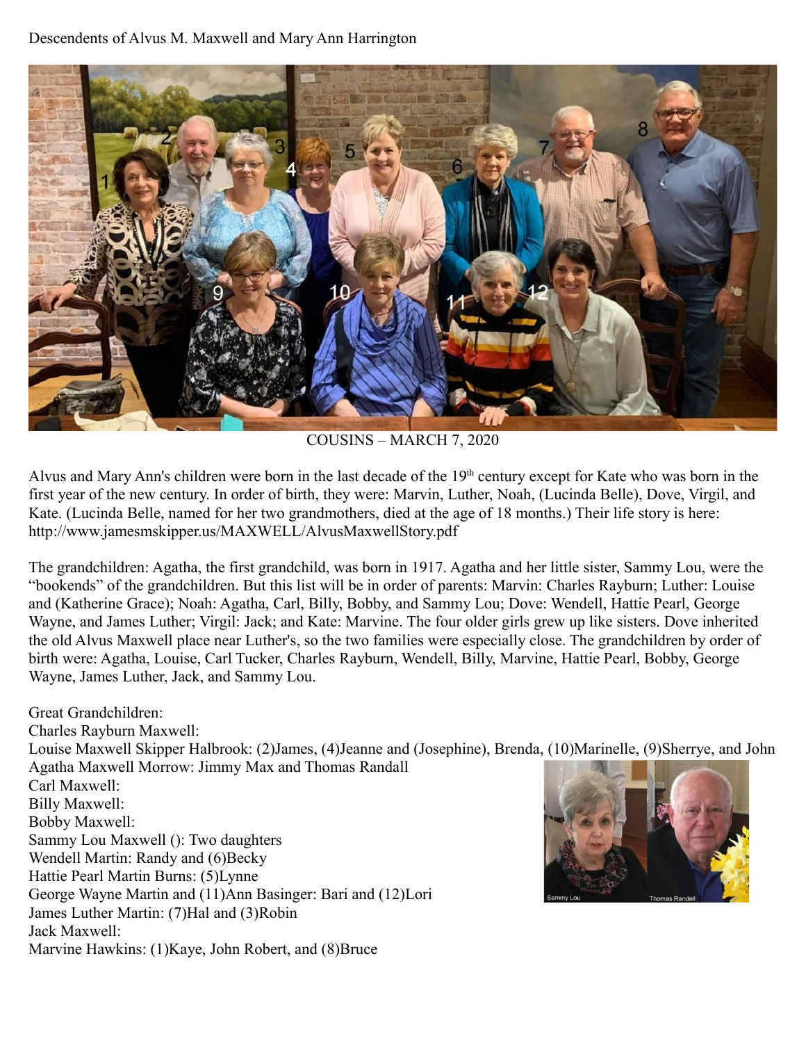Descendents of Alvus M. Maxwell and Mary Ann Harrington

COUSINS – MARCH 7, 2020

Alvus and Mary Ann's children were born in the last decade of the 19th century except for Kate who was born in the first year of the new century. In order of birth, they were: Marvin, Luther, Noah, (Lucinda Belle), Dove, Virgil, and Kate. (Lucinda Belle, named for her two grandmothers, died at the age of 18 months.) Their life story is here: http://www.jamesmskipper.us/MAXWELL/AlvusMaxwellStory.pdf

The grandchildren: Agatha, the first grandchild, was born in 1917. Agatha and her little sister, Sammy Lou, were the "bookends" of the grandchildren. But this list will be in order of parents: Marvin: Charles Rayburn; Luther: Louise and (Katherine Grace); Noah: Agatha, Carl, Billy, Bobby, and Sammy Lou; Dove: Wendell, Hattie Pearl, George Wayne, and James Luther; Virgil: Jack; and Kate: Marvine. The four older girls grew up like sisters. Dove inherited the old Alvus Maxwell place near Luther's, so the two families were especially close. The grandchildren by order of birth were: Agatha, Louise, Carl Tucker, Charles Rayburn, Wendell, Billy, Marvine, Hattie Pearl, Bobby, George Wayne, James Luther, Jack, and Sammy Lou.

Great Grandchildren:
Charles Rayburn Maxwell:
Louise Maxwell Skipper Halbrook: (2)James, (4)Jeanne and (Josephine), Brenda, (10)Marinelle, (9)Sherrye, and John
Agatha Maxwell Morrow: Jimmy Max and Thomas Randall
Carl Maxwell:
Billy Maxwell:
Bobby Maxwell:
Sammy Lou Maxwell (): Two daughters
Wendell Martin: Randy and (6)Becky
Hattie Pearl Martin Burns: (5)Lynne
George Wayne Martin and (11)Ann Basinger: Bari and (12)Lori
James Luther Martin: (7)Hal and (3)Robin
Jack Maxwell:
Marvine Hawkins: (1)Kaye, John Robert, and (8)Bruce

Sammy Lou

Thomas Randell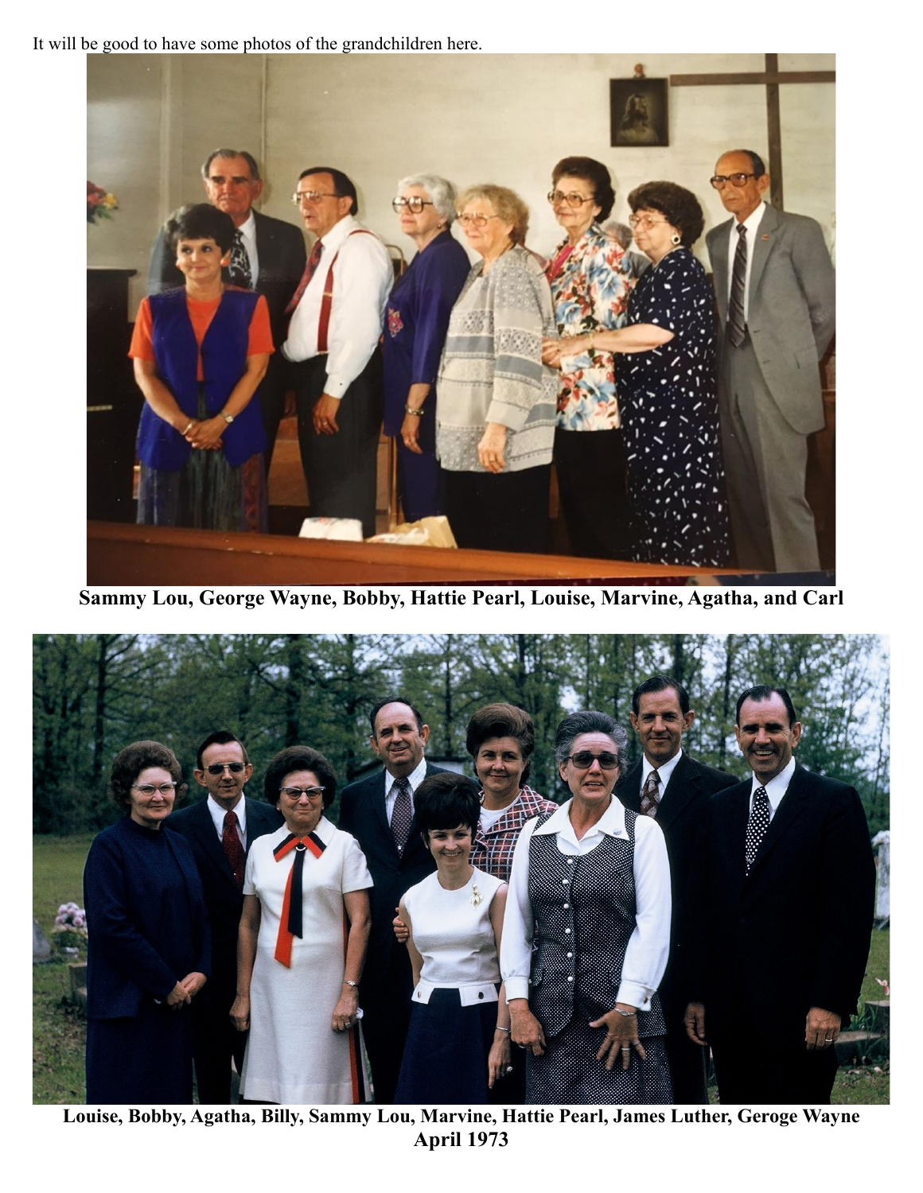It will be good to have some photos of the grandchildren here.

**Sammy Lou, George Wayne, Bobby, Hattie Pearl, Louise, Marvine, Agatha, and Carl**

**Louise, Bobby, Agatha, Billy, Sammy Lou, Marvine, Hattie Pearl, James Luther, Geroge Wayne**
**April 1973**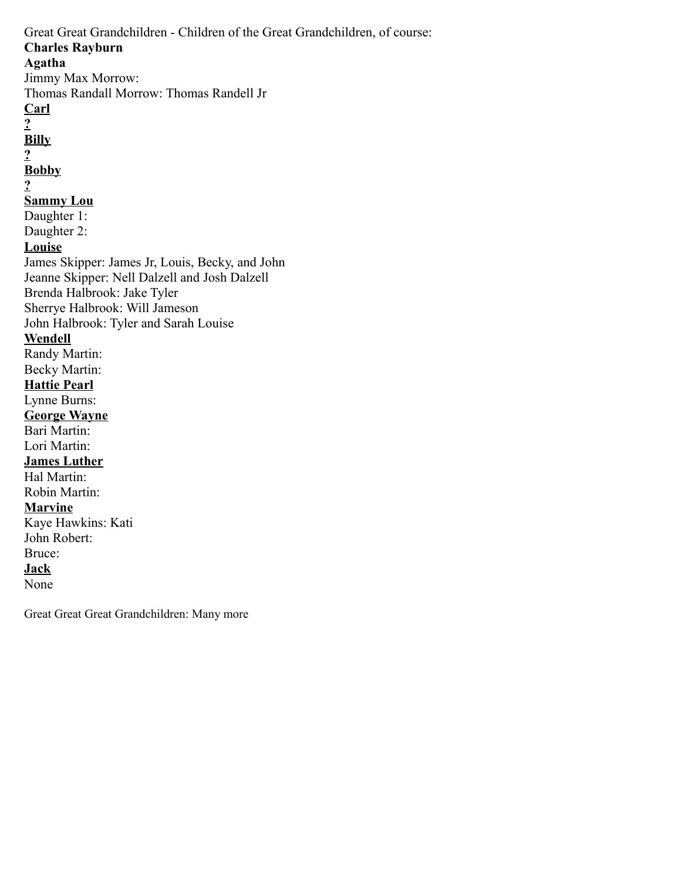Great Great Grandchildren - Children of the Great Grandchildren, of course:

**Charles Rayburn**

**Agatha**

Jimmy Max Morrow:

Thomas Randall Morrow: Thomas Randell Jr

**Carl**

**?**

**Billy**

**?**

**Bobby**

**?**

**Sammy Lou**

Daughter 1:

Daughter 2:

**Louise**

James Skipper: James Jr, Louis, Becky, and John

Jeanne Skipper: Nell Dalzell and Josh Dalzell

Brenda Halbrook: Jake Tyler

Sherrye Halbrook: Will Jameson

John Halbrook: Tyler and Sarah Louise

**Wendell**

Randy Martin:

Becky Martin:

**Hattie Pearl**

Lynne Burns:

**George Wayne**

Bari Martin:

Lori Martin:

**James Luther**

Hal Martin:

Robin Martin:

**Marvine**

Kaye Hawkins: Kati

John Robert:

Bruce:

**Jack**

None

Great Great Great Grandchildren: Many more